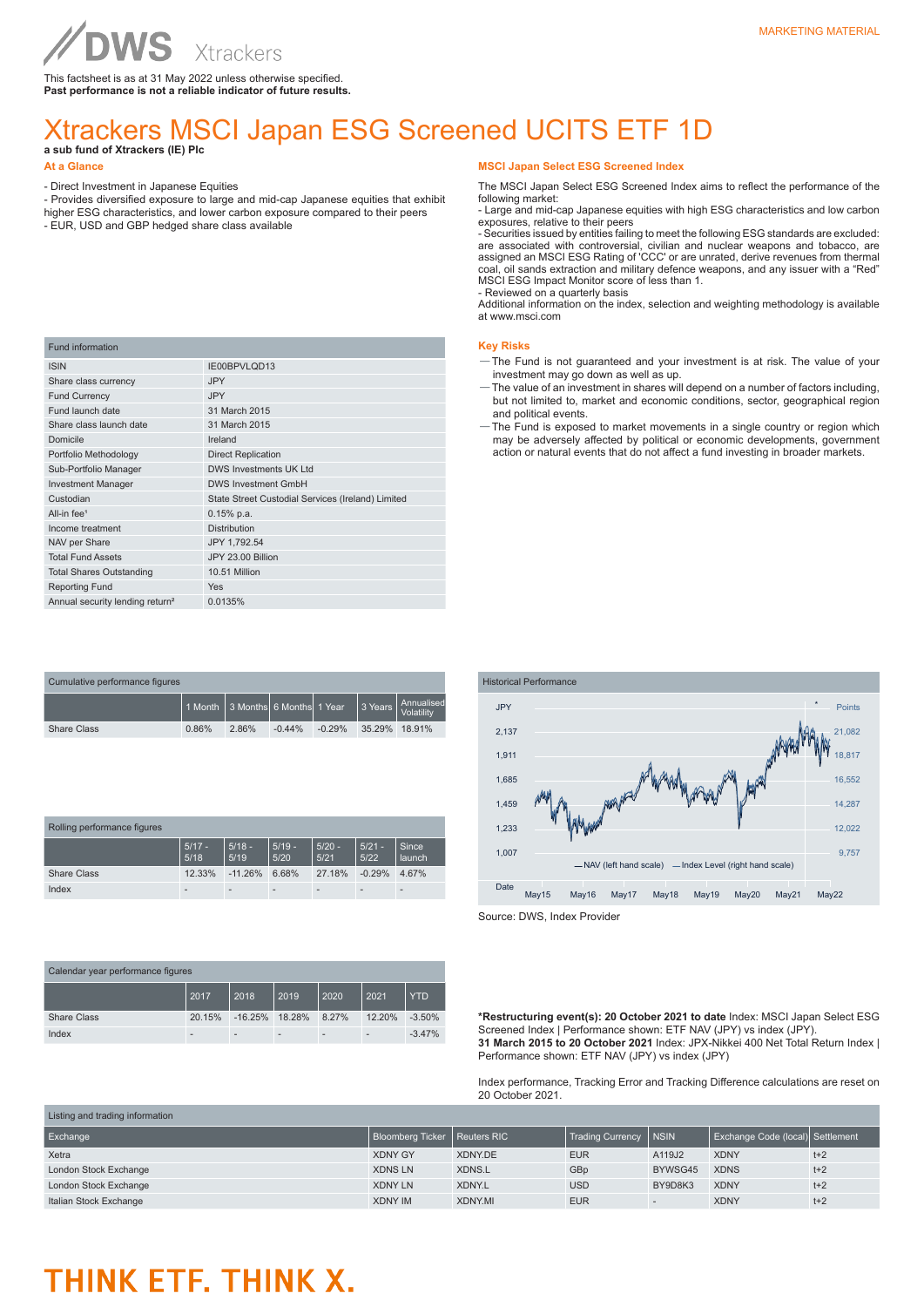MARKETING MATERIAL

DWS Xtrackers

This factsheet is as at 31 May 2022 unless otherwise specified.
**Past performance is not a reliable indicator of future results.**

# Xtrackers MSCI Japan ESG Screened UCITS ETF 1D

**a sub fund of Xtrackers (IE) Plc**

### At a Glance

- Direct Investment in Japanese Equities
- Provides diversified exposure to large and mid-cap Japanese equities that exhibit higher ESG characteristics, and lower carbon exposure compared to their peers
- EUR, USD and GBP hedged share class available

### MSCI Japan Select ESG Screened Index

The MSCI Japan Select ESG Screened Index aims to reflect the performance of the following market:
- Large and mid-cap Japanese equities with high ESG characteristics and low carbon exposures, relative to their peers
- Securities issued by entities failing to meet the following ESG standards are excluded: are associated with controversial, civilian and nuclear weapons and tobacco, are assigned an MSCI ESG Rating of 'CCC' or are unrated, derive revenues from thermal coal, oil sands extraction and military defence weapons, and any issuer with a "Red" MSCI ESG Impact Monitor score of less than 1.
- Reviewed on a quarterly basis
Additional information on the index, selection and weighting methodology is available at www.msci.com

| Fund information | |
|---|---|
| ISIN | IE00BPVLQD13 |
| Share class currency | JPY |
| Fund Currency | JPY |
| Fund launch date | 31 March 2015 |
| Share class launch date | 31 March 2015 |
| Domicile | Ireland |
| Portfolio Methodology | Direct Replication |
| Sub-Portfolio Manager | DWS Investments UK Ltd |
| Investment Manager | DWS Investment GmbH |
| Custodian | State Street Custodial Services (Ireland) Limited |
| All-in fee[1] | 0.15% p.a. |
| Income treatment | Distribution |
| NAV per Share | JPY 1,792.54 |
| Total Fund Assets | JPY 23.00 Billion |
| Total Shares Outstanding | 10.51 Million |
| Reporting Fund | Yes |
| Annual security lending return[2] | 0.0135% |

### Key Risks

- The Fund is not guaranteed and your investment is at risk. The value of your investment may go down as well as up.
- The value of an investment in shares will depend on a number of factors including, but not limited to, market and economic conditions, sector, geographical region and political events.
- The Fund is exposed to market movements in a single country or region which may be adversely affected by political or economic developments, government action or natural events that do not affect a fund investing in broader markets.

| Cumulative performance figures | 1 Month | 3 Months | 6 Months | 1 Year | 3 Years | Annualised Volatility |
|---|---|---|---|---|---|---|
| Share Class | 0.86% | 2.86% | -0.44% | -0.29% | 35.29% | 18.91% |

| Rolling performance figures | 5/17 - 5/18 | 5/18 - 5/19 | 5/19 - 5/20 | 5/20 - 5/21 | 5/21 - 5/22 | Since launch |
|---|---|---|---|---|---|---|
| Share Class | 12.33% | -11.26% | 6.68% | 27.18% | -0.29% | 4.67% |
| Index | - | - | - | - | - | - |

| Calendar year performance figures | 2017 | 2018 | 2019 | 2020 | 2021 | YTD |
|---|---|---|---|---|---|---|
| Share Class | 20.15% | -16.25% | 18.28% | 8.27% | 12.20% | -3.50% |
| Index | - | - | - | - | - | -3.47% |

Historical Performance

Source: DWS, Index Provider

**\*Restructuring event(s): 20 October 2021 to date** Index: MSCI Japan Select ESG Screened Index | Performance shown: ETF NAV (JPY) vs index (JPY).
**31 March 2015 to 20 October 2021** Index: JPX-Nikkei 400 Net Total Return Index | Performance shown: ETF NAV (JPY) vs index (JPY)

Index performance, Tracking Error and Tracking Difference calculations are reset on 20 October 2021.

| Exchange | Bloomberg Ticker | Reuters RIC | Trading Currency | NSIN | Exchange Code (local) | Settlement |
|---|---|---|---|---|---|---|
| Xetra | XDNY GY | XDNY.DE | EUR | A119J2 | XDNY | t+2 |
| London Stock Exchange | XDNS LN | XDNS.L | GBp | BYWSG45 | XDNS | t+2 |
| London Stock Exchange | XDNY LN | XDNY.L | USD | BY9D8K3 | XDNY | t+2 |
| Italian Stock Exchange | XDNY IM | XDNY.MI | EUR | - | XDNY | t+2 |

THINK ETF. THINK X.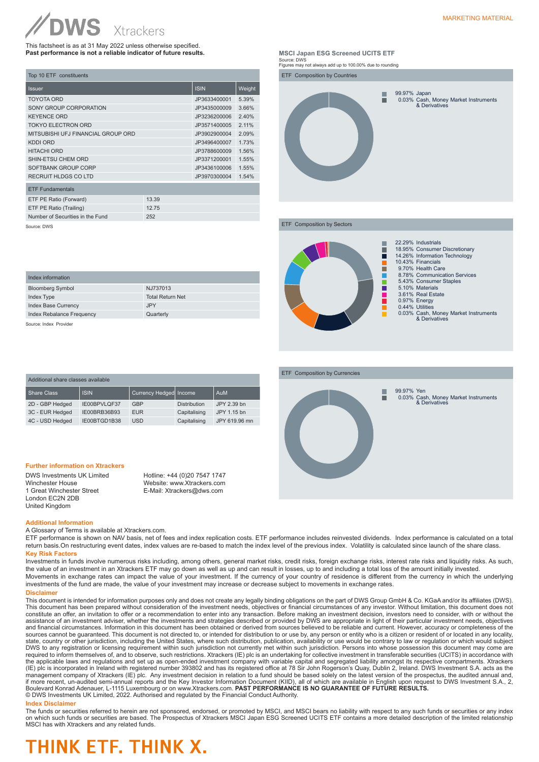![DWS Xtrackers]

MARKETING MATERIAL

This factsheet is as at 31 May 2022 unless otherwise specified.
**Past performance is not a reliable indicator of future results.**

**MSCI Japan ESG Screened UCITS ETF**
Source: DWS
Figures may not always add up to 100.00% due to rounding

| Top 10 ETF constituents | | |
|---|---|---|
| Issuer | ISIN | Weight |
| TOYOTA ORD | JP3633400001 | 5.39% |
| SONY GROUP CORPORATION | JP3435000009 | 3.66% |
| KEYENCE ORD | JP3236200006 | 2.40% |
| TOKYO ELECTRON ORD | JP3571400005 | 2.11% |
| MITSUBISHI UFJ FINANCIAL GROUP ORD | JP3902900004 | 2.09% |
| KDDI ORD | JP3496400007 | 1.73% |
| HITACHI ORD | JP3788600009 | 1.56% |
| SHIN-ETSU CHEM ORD | JP3371200001 | 1.55% |
| SOFTBANK GROUP CORP | JP3436100006 | 1.55% |
| RECRUIT HLDGS CO LTD | JP3970300004 | 1.54% |

| ETF Fundamentals | |
|---|---|
| ETF PE Ratio (Forward) | 13.39 |
| ETF PE Ratio (Trailing) | 12.75 |
| Number of Securities in the Fund | 252 |

Source: DWS

**ETF Composition by Countries**

99.97% Japan
0.03% Cash, Money Market Instruments & Derivatives

**ETF Composition by Sectors**

22.29% Industrials
18.95% Consumer Discretionary
14.26% Information Technology
10.43% Financials
9.70% Health Care
8.78% Communication Services
5.43% Consumer Staples
5.10% Materials
3.61% Real Estate
0.97% Energy
0.44% Utilities
0.03% Cash, Money Market Instruments & Derivatives

| Index information | |
|---|---|
| Bloomberg Symbol | NJ737013 |
| Index Type | Total Return Net |
| Index Base Currency | JPY |
| Index Rebalance Frequency | Quarterly |

Source: Index Provider

| Additional share classes available | | | | |
|---|---|---|---|---|
| Share Class | ISIN | Currency Hedged | Income | AuM |
| 2D - GBP Hedged | IE00BPVLQF37 | GBP | Distribution | JPY 2.39 bn |
| 3C - EUR Hedged | IE00BRB36B93 | EUR | Capitalising | JPY 1.15 bn |
| 4C - USD Hedged | IE00BTGD1B38 | USD | Capitalising | JPY 619.96 mn |

**ETF Composition by Currencies**

99.97% Yen
0.03% Cash, Money Market Instruments & Derivatives

### Further information on Xtrackers

DWS Investments UK Limited
Winchester House
1 Great Winchester Street
London EC2N 2DB
United Kingdom

Hotline: +44 (0)20 7547 1747
Website: www.Xtrackers.com
E-Mail: Xtrackers@dws.com

### Additional Information

A Glossary of Terms is available at Xtrackers.com.
ETF performance is shown on NAV basis, net of fees and index replication costs. ETF performance includes reinvested dividends. Index performance is calculated on a total return basis.On restructuring event dates, index values are re-based to match the index level of the previous index. Volatility is calculated since launch of the share class.

### Key Risk Factors

Investments in funds involve numerous risks including, among others, general market risks, credit risks, foreign exchange risks, interest rate risks and liquidity risks. As such, the value of an investment in an Xtrackers ETF may go down as well as up and can result in losses, up to and including a total loss of the amount initially invested.
Movements in exchange rates can impact the value of your investment. If the currency of your country of residence is different from the currency in which the underlying investments of the fund are made, the value of your investment may increase or decrease subject to movements in exchange rates.

### Disclaimer

This document is intended for information purposes only and does not create any legally binding obligations on the part of DWS Group GmbH & Co. KGaA and/or its affiliates (DWS). This document has been prepared without consideration of the investment needs, objectives or financial circumstances of any investor. Without limitation, this document does not constitute an offer, an invitation to offer or a recommendation to enter into any transaction. Before making an investment decision, investors need to consider, with or without the assistance of an investment adviser, whether the investments and strategies described or provided by DWS are appropriate in light of their particular investment needs, objectives and financial circumstances. Information in this document has been obtained or derived from sources believed to be reliable and current. However, accuracy or completeness of the sources cannot be guaranteed. This document is not directed to, or intended for distribution to or use by, any person or entity who is a citizen or resident of or located in any locality, state, country or other jurisdiction, including the United States, where such distribution, publication, availability or use would be contrary to law or regulation or which would subject DWS to any registration or licensing requirement within such jurisdiction not currently met within such jurisdiction. Persons into whose possession this document may come are required to inform themselves of, and to observe, such restrictions. Xtrackers (IE) plc is an undertaking for collective investment in transferable securities (UCITS) in accordance with the applicable laws and regulations and set up as open-ended investment company with variable capital and segregated liability amongst its respective compartments. Xtrackers (IE) plc is incorporated in Ireland with registered number 393802 and has its registered office at 78 Sir John Rogerson's Quay, Dublin 2, Ireland. DWS Investment S.A. acts as the management company of Xtrackers (IE) plc. Any investment decision in relation to a fund should be based solely on the latest version of the prospectus, the audited annual and, if more recent, un-audited semi-annual reports and the Key Investor Information Document (KIID), all of which are available in English upon request to DWS Investment S.A., 2, Boulevard Konrad Adenauer, L-1115 Luxembourg or on www.Xtrackers.com. **PAST PERFORMANCE IS NO GUARANTEE OF FUTURE RESULTS.**
© DWS Investments UK Limited, 2022. Authorised and regulated by the Financial Conduct Authority.

### Index Disclaimer

The funds or securities referred to herein are not sponsored, endorsed, or promoted by MSCI, and MSCI bears no liability with respect to any such funds or securities or any index on which such funds or securities are based. The Prospectus of Xtrackers MSCI Japan ESG Screened UCITS ETF contains a more detailed description of the limited relationship MSCI has with Xtrackers and any related funds.

**THINK ETF. THINK X.**